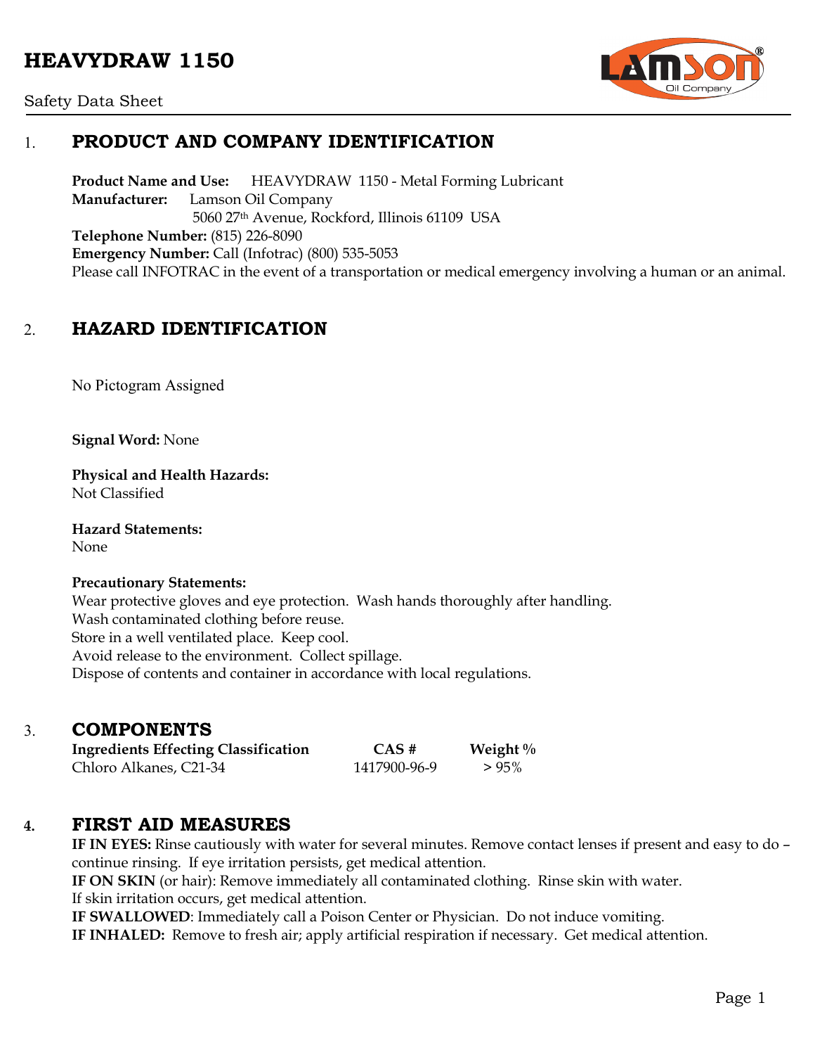# HEAVYDRAW 1150

Safety Data Sheet

## 1. PRODUCT AND COMPANY IDENTIFICATION

**Product Name and Use:** HEAVYDRAW 1150 - Metal Forming Lubricant
**Manufacturer:** Lamson Oil Company
5060 27th Avenue, Rockford, Illinois 61109 USA
**Telephone Number:** (815) 226-8090
**Emergency Number:** Call (Infotrac) (800) 535-5053
Please call INFOTRAC in the event of a transportation or medical emergency involving a human or an animal.

## 2. HAZARD IDENTIFICATION

No Pictogram Assigned

**Signal Word:** None

**Physical and Health Hazards:**
Not Classified

**Hazard Statements:**
None

**Precautionary Statements:**
Wear protective gloves and eye protection. Wash hands thoroughly after handling.
Wash contaminated clothing before reuse.
Store in a well ventilated place. Keep cool.
Avoid release to the environment. Collect spillage.
Dispose of contents and container in accordance with local regulations.

## 3. COMPONENTS

| Ingredients Effecting Classification | CAS # | Weight % |
|---|---|---|
| Chloro Alkanes, C21-34 | 1417900-96-9 | > 95% |

## 4. FIRST AID MEASURES

**IF IN EYES:** Rinse cautiously with water for several minutes. Remove contact lenses if present and easy to do – continue rinsing. If eye irritation persists, get medical attention.
**IF ON SKIN** (or hair): Remove immediately all contaminated clothing. Rinse skin with water.
If skin irritation occurs, get medical attention.
**IF SWALLOWED**: Immediately call a Poison Center or Physician. Do not induce vomiting.
**IF INHALED:** Remove to fresh air; apply artificial respiration if necessary. Get medical attention.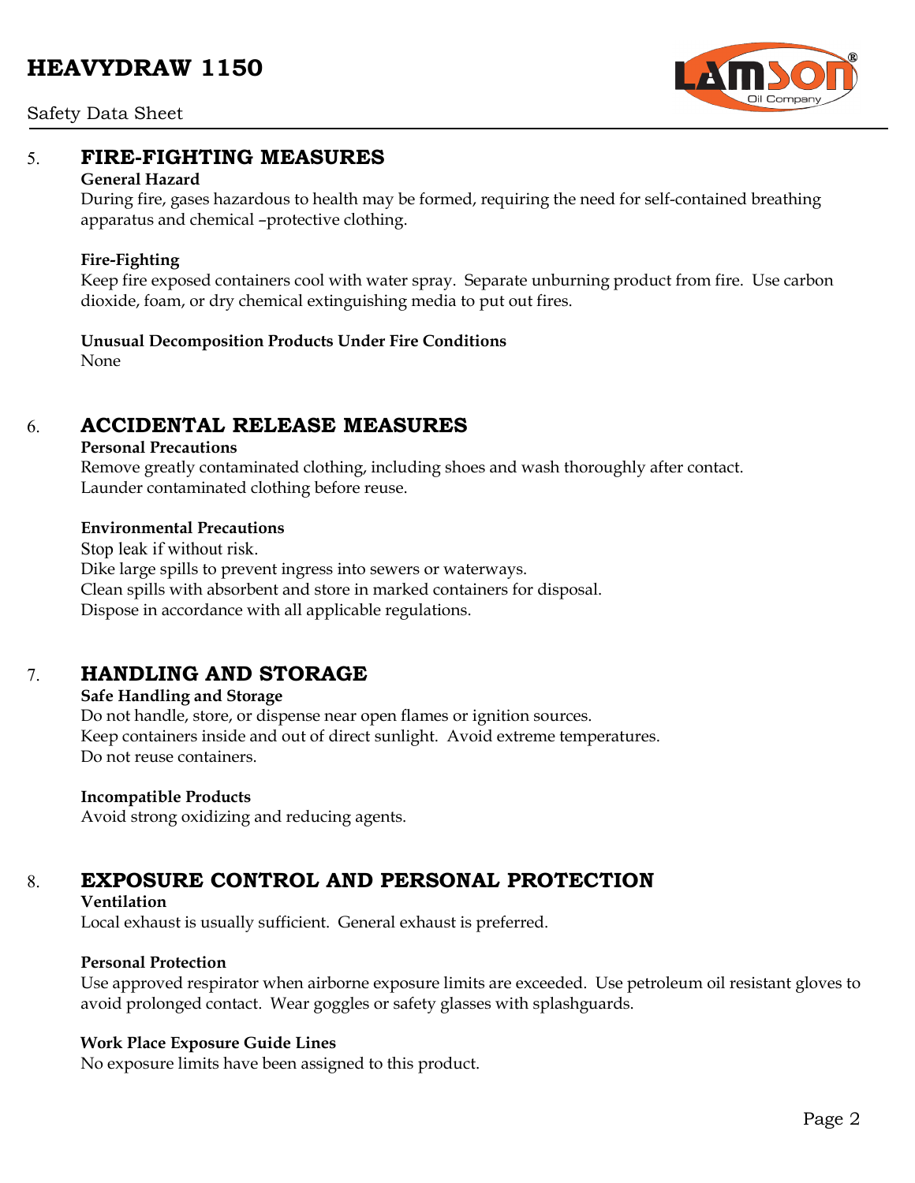## 5. FIRE-FIGHTING MEASURES

**General Hazard**
During fire, gases hazardous to health may be formed, requiring the need for self-contained breathing apparatus and chemical –protective clothing.

**Fire-Fighting**
Keep fire exposed containers cool with water spray. Separate unburning product from fire. Use carbon dioxide, foam, or dry chemical extinguishing media to put out fires.

**Unusual Decomposition Products Under Fire Conditions**
None

## 6. ACCIDENTAL RELEASE MEASURES

**Personal Precautions**
Remove greatly contaminated clothing, including shoes and wash thoroughly after contact.
Launder contaminated clothing before reuse.

**Environmental Precautions**
Stop leak if without risk.
Dike large spills to prevent ingress into sewers or waterways.
Clean spills with absorbent and store in marked containers for disposal.
Dispose in accordance with all applicable regulations.

## 7. HANDLING AND STORAGE

**Safe Handling and Storage**
Do not handle, store, or dispense near open flames or ignition sources.
Keep containers inside and out of direct sunlight. Avoid extreme temperatures.
Do not reuse containers.

**Incompatible Products**
Avoid strong oxidizing and reducing agents.

## 8. EXPOSURE CONTROL AND PERSONAL PROTECTION

**Ventilation**
Local exhaust is usually sufficient. General exhaust is preferred.

**Personal Protection**
Use approved respirator when airborne exposure limits are exceeded. Use petroleum oil resistant gloves to avoid prolonged contact. Wear goggles or safety glasses with splashguards.

**Work Place Exposure Guide Lines**
No exposure limits have been assigned to this product.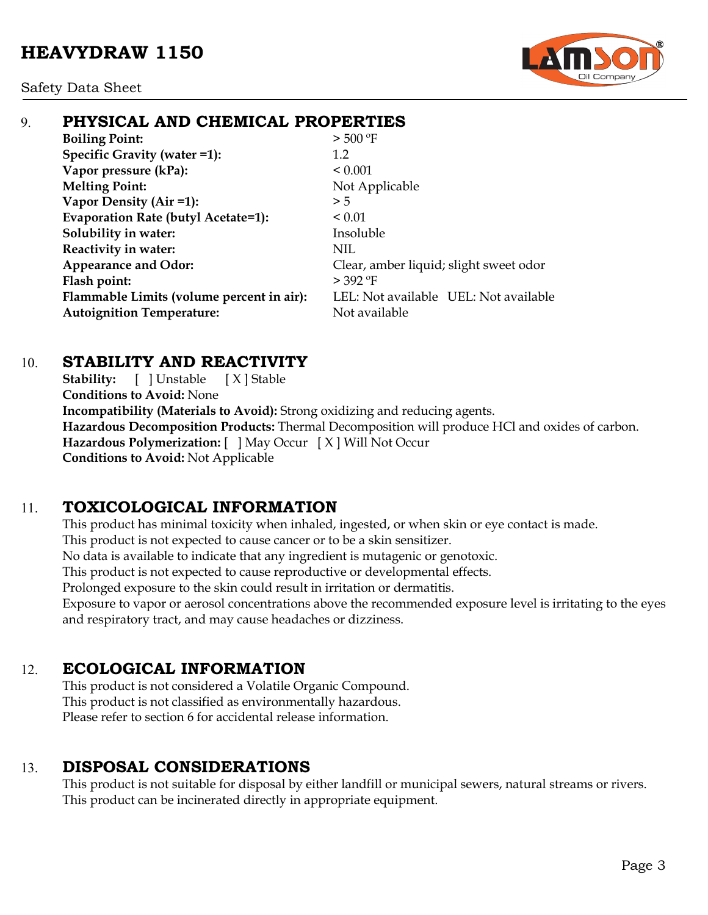## 9. PHYSICAL AND CHEMICAL PROPERTIES

| | |
|---|---|
| **Boiling Point:** | > 500 ºF |
| **Specific Gravity (water =1):** | 1.2 |
| **Vapor pressure (kPa):** | < 0.001 |
| **Melting Point:** | Not Applicable |
| **Vapor Density (Air =1):** | > 5 |
| **Evaporation Rate (butyl Acetate=1):** | < 0.01 |
| **Solubility in water:** | Insoluble |
| **Reactivity in water:** | NIL |
| **Appearance and Odor:** | Clear, amber liquid; slight sweet odor |
| **Flash point:** | > 392 ºF |
| **Flammable Limits (volume percent in air):** | LEL: Not available UEL: Not available |
| **Autoignition Temperature:** | Not available |

## 10. STABILITY AND REACTIVITY

**Stability:** [ ] Unstable [ X ] Stable
**Conditions to Avoid:** None
**Incompatibility (Materials to Avoid):** Strong oxidizing and reducing agents.
**Hazardous Decomposition Products:** Thermal Decomposition will produce HCl and oxides of carbon.
**Hazardous Polymerization:** [ ] May Occur [ X ] Will Not Occur
**Conditions to Avoid:** Not Applicable

## 11. TOXICOLOGICAL INFORMATION

This product has minimal toxicity when inhaled, ingested, or when skin or eye contact is made.
This product is not expected to cause cancer or to be a skin sensitizer.
No data is available to indicate that any ingredient is mutagenic or genotoxic.
This product is not expected to cause reproductive or developmental effects.
Prolonged exposure to the skin could result in irritation or dermatitis.
Exposure to vapor or aerosol concentrations above the recommended exposure level is irritating to the eyes and respiratory tract, and may cause headaches or dizziness.

## 12. ECOLOGICAL INFORMATION

This product is not considered a Volatile Organic Compound.
This product is not classified as environmentally hazardous.
Please refer to section 6 for accidental release information.

## 13. DISPOSAL CONSIDERATIONS

This product is not suitable for disposal by either landfill or municipal sewers, natural streams or rivers.
This product can be incinerated directly in appropriate equipment.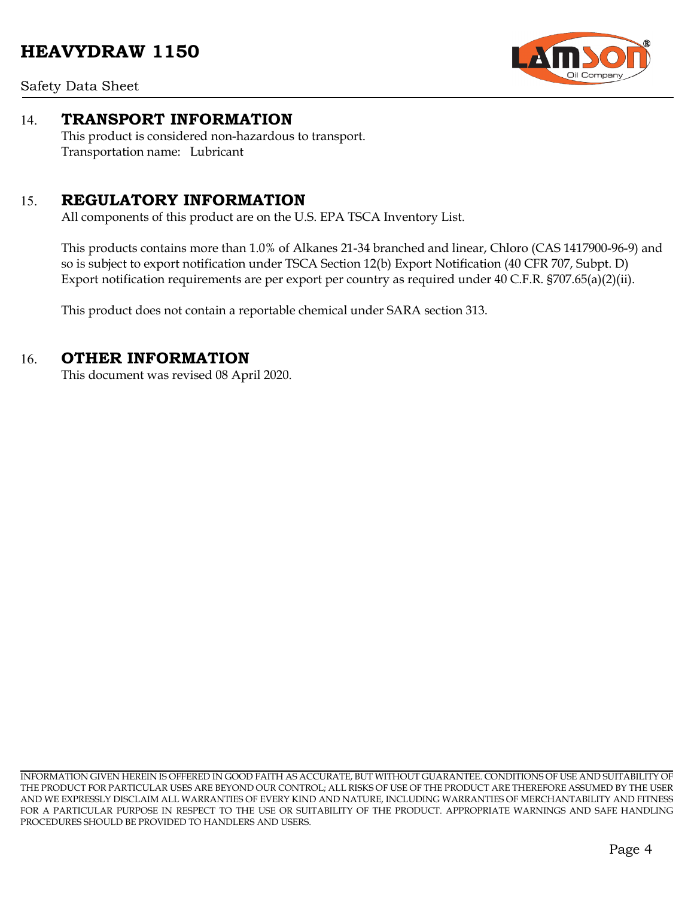## 14. TRANSPORT INFORMATION

This product is considered non-hazardous to transport.
Transportation name: Lubricant

## 15. REGULATORY INFORMATION

All components of this product are on the U.S. EPA TSCA Inventory List.

This products contains more than 1.0% of Alkanes 21-34 branched and linear, Chloro (CAS 1417900-96-9) and so is subject to export notification under TSCA Section 12(b) Export Notification (40 CFR 707, Subpt. D) Export notification requirements are per export per country as required under 40 C.F.R. §707.65(a)(2)(ii).

This product does not contain a reportable chemical under SARA section 313.

## 16. OTHER INFORMATION

This document was revised 08 April 2020.

INFORMATION GIVEN HEREIN IS OFFERED IN GOOD FAITH AS ACCURATE, BUT WITHOUT GUARANTEE. CONDITIONS OF USE AND SUITABILITY OF THE PRODUCT FOR PARTICULAR USES ARE BEYOND OUR CONTROL; ALL RISKS OF USE OF THE PRODUCT ARE THEREFORE ASSUMED BY THE USER AND WE EXPRESSLY DISCLAIM ALL WARRANTIES OF EVERY KIND AND NATURE, INCLUDING WARRANTIES OF MERCHANTABILITY AND FITNESS FOR A PARTICULAR PURPOSE IN RESPECT TO THE USE OR SUITABILITY OF THE PRODUCT. APPROPRIATE WARNINGS AND SAFE HANDLING PROCEDURES SHOULD BE PROVIDED TO HANDLERS AND USERS.